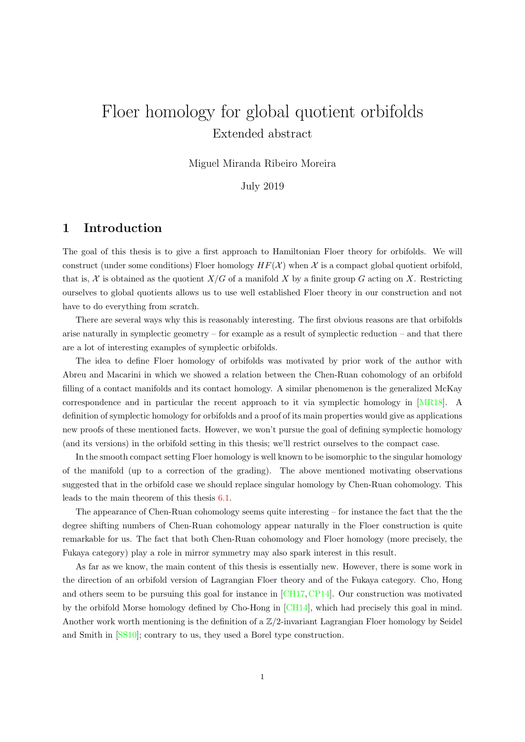# Floer homology for global quotient orbifolds

Extended abstract

Miguel Miranda Ribeiro Moreira

July 2019

## 1 Introduction

The goal of this thesis is to give a first approach to Hamiltonian Floer theory for orbifolds. We will construct (under some conditions) Floer homology $HF(\mathcal{X})$ when $\mathcal{X}$ is a compact global quotient orbifold, that is, $\mathcal{X}$ is obtained as the quotient $X/G$ of a manifold $X$ by a finite group $G$ acting on $X$. Restricting ourselves to global quotients allows us to use well established Floer theory in our construction and not have to do everything from scratch.

There are several ways why this is reasonably interesting. The first obvious reasons are that orbifolds arise naturally in symplectic geometry – for example as a result of symplectic reduction – and that there are a lot of interesting examples of symplectic orbifolds.

The idea to define Floer homology of orbifolds was motivated by prior work of the author with Abreu and Macarini in which we showed a relation between the Chen-Ruan cohomology of an orbifold filling of a contact manifolds and its contact homology. A similar phenomenon is the generalized McKay correspondence and in particular the recent approach to it via symplectic homology in [MR18]. A definition of symplectic homology for orbifolds and a proof of its main properties would give as applications new proofs of these mentioned facts. However, we won't pursue the goal of defining symplectic homology (and its versions) in the orbifold setting in this thesis; we'll restrict ourselves to the compact case.

In the smooth compact setting Floer homology is well known to be isomorphic to the singular homology of the manifold (up to a correction of the grading). The above mentioned motivating observations suggested that in the orbifold case we should replace singular homology by Chen-Ruan cohomology. This leads to the main theorem of this thesis 6.1.

The appearance of Chen-Ruan cohomology seems quite interesting – for instance the fact that the the degree shifting numbers of Chen-Ruan cohomology appear naturally in the Floer construction is quite remarkable for us. The fact that both Chen-Ruan cohomology and Floer homology (more precisely, the Fukaya category) play a role in mirror symmetry may also spark interest in this result.

As far as we know, the main content of this thesis is essentially new. However, there is some work in the direction of an orbifold version of Lagrangian Floer theory and of the Fukaya category. Cho, Hong and others seem to be pursuing this goal for instance in [CH17, CP14]. Our construction was motivated by the orbifold Morse homology defined by Cho-Hong in [CH14], which had precisely this goal in mind. Another work worth mentioning is the definition of a $\mathbb{Z}/2$-invariant Lagrangian Floer homology by Seidel and Smith in [SS10]; contrary to us, they used a Borel type construction.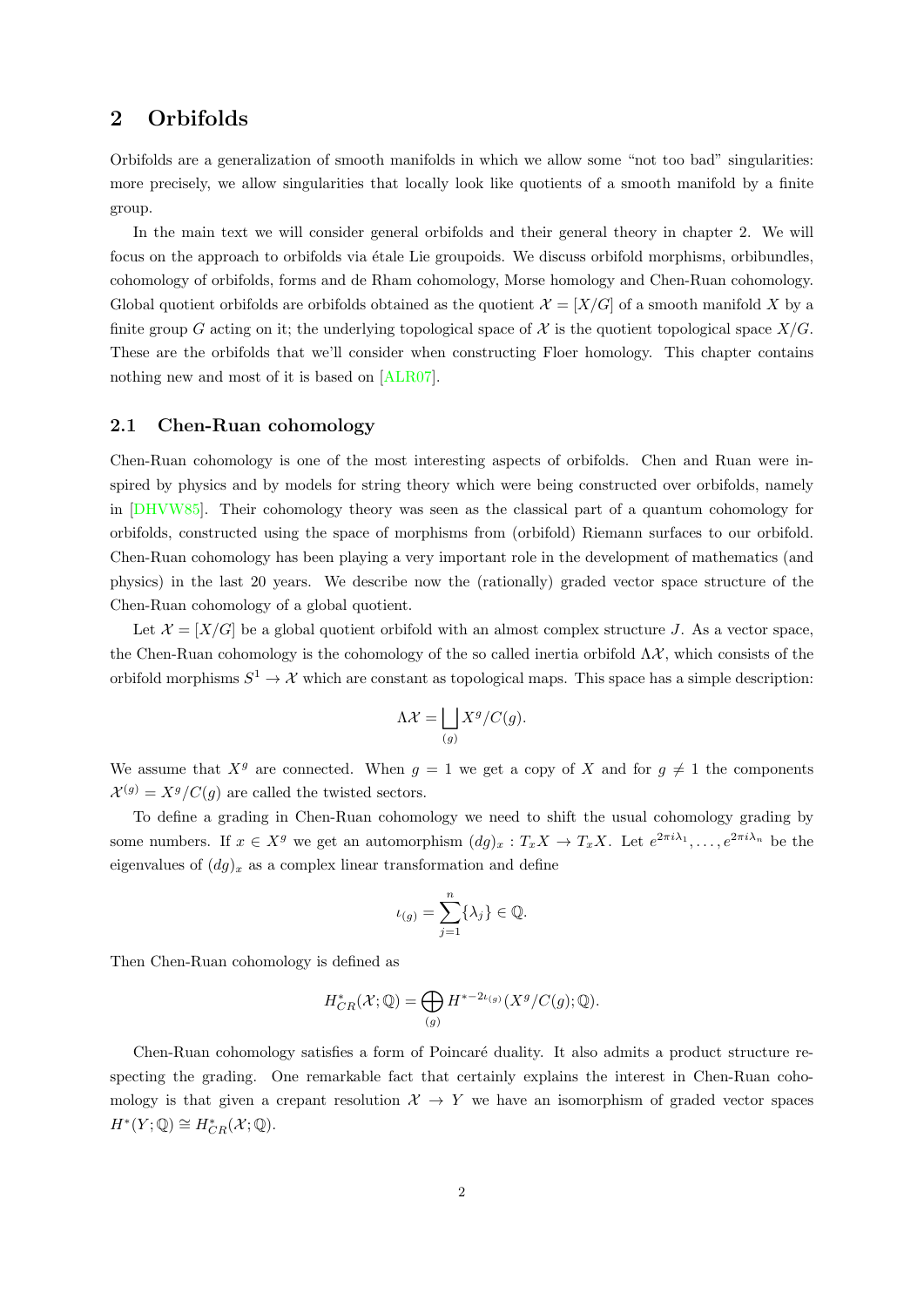## 2 Orbifolds

Orbifolds are a generalization of smooth manifolds in which we allow some "not too bad" singularities: more precisely, we allow singularities that locally look like quotients of a smooth manifold by a finite group.

In the main text we will consider general orbifolds and their general theory in chapter 2. We will focus on the approach to orbifolds via étale Lie groupoids. We discuss orbifold morphisms, orbibundles, cohomology of orbifolds, forms and de Rham cohomology, Morse homology and Chen-Ruan cohomology. Global quotient orbifolds are orbifolds obtained as the quotient $\mathcal{X} = [X/G]$ of a smooth manifold $X$ by a finite group $G$ acting on it; the underlying topological space of $\mathcal{X}$ is the quotient topological space $X/G$. These are the orbifolds that we'll consider when constructing Floer homology. This chapter contains nothing new and most of it is based on [ALR07].

### 2.1 Chen-Ruan cohomology

Chen-Ruan cohomology is one of the most interesting aspects of orbifolds. Chen and Ruan were inspired by physics and by models for string theory which were being constructed over orbifolds, namely in [DHVW85]. Their cohomology theory was seen as the classical part of a quantum cohomology for orbifolds, constructed using the space of morphisms from (orbifold) Riemann surfaces to our orbifold. Chen-Ruan cohomology has been playing a very important role in the development of mathematics (and physics) in the last 20 years. We describe now the (rationally) graded vector space structure of the Chen-Ruan cohomology of a global quotient.

Let $\mathcal{X} = [X/G]$ be a global quotient orbifold with an almost complex structure $J$. As a vector space, the Chen-Ruan cohomology is the cohomology of the so called inertia orbifold $\Lambda\mathcal{X}$, which consists of the orbifold morphisms $S^1 \to \mathcal{X}$ which are constant as topological maps. This space has a simple description:

$$\Lambda\mathcal{X} = \bigsqcup_{(g)} X^g / C(g).$$

We assume that $X^g$ are connected. When $g = 1$ we get a copy of $X$ and for $g \neq 1$ the components $\mathcal{X}^{(g)} = X^g/C(g)$ are called the twisted sectors.

To define a grading in Chen-Ruan cohomology we need to shift the usual cohomology grading by some numbers. If $x \in X^g$ we get an automorphism $(dg)_x : T_x X \to T_x X$. Let $e^{2\pi i \lambda_1}, \ldots, e^{2\pi i \lambda_n}$ be the eigenvalues of $(dg)_x$ as a complex linear transformation and define

$$\iota_{(g)} = \sum_{j=1}^{n} \{\lambda_j\} \in \mathbb{Q}.$$

Then Chen-Ruan cohomology is defined as

$$H^*_{CR}(\mathcal{X}; \mathbb{Q}) = \bigoplus_{(g)} H^{*-2\iota_{(g)}}(X^g/C(g); \mathbb{Q}).$$

Chen-Ruan cohomology satisfies a form of Poincaré duality. It also admits a product structure respecting the grading. One remarkable fact that certainly explains the interest in Chen-Ruan cohomology is that given a crepant resolution $\mathcal{X} \to Y$ we have an isomorphism of graded vector spaces $H^*(Y; \mathbb{Q}) \cong H^*_{CR}(\mathcal{X}; \mathbb{Q})$.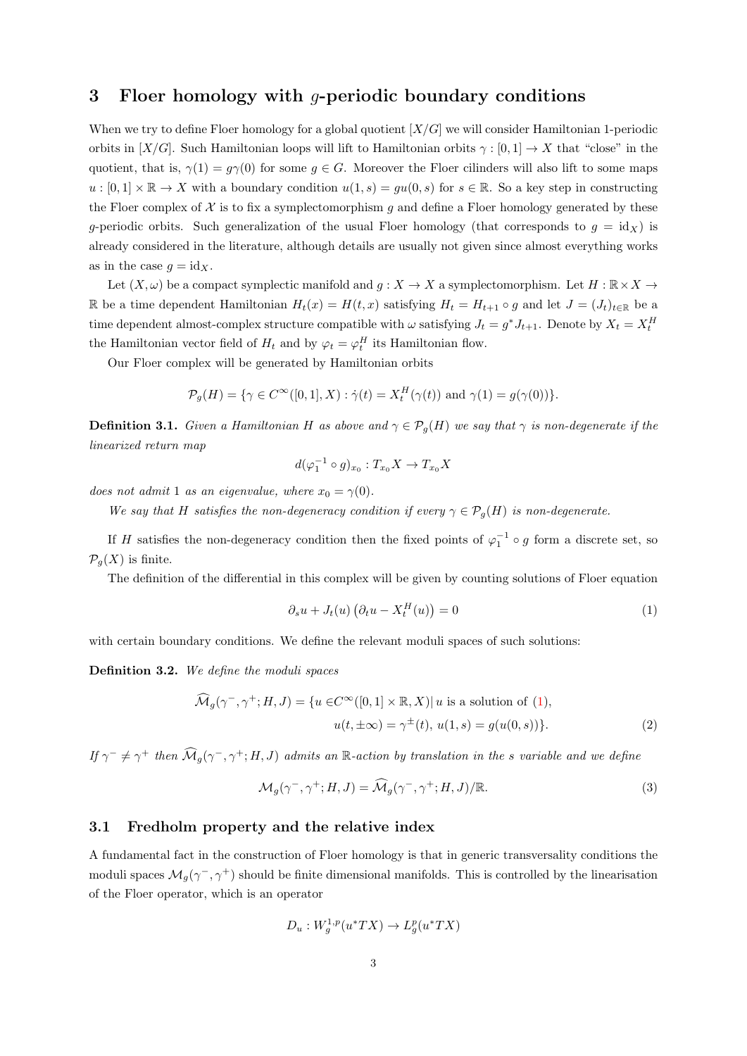# 3 Floer homology with $g$-periodic boundary conditions

When we try to define Floer homology for a global quotient $[X/G]$ we will consider Hamiltonian 1-periodic orbits in $[X/G]$. Such Hamiltonian loops will lift to Hamiltonian orbits $\gamma : [0,1] \to X$ that "close" in the quotient, that is, $\gamma(1) = g\gamma(0)$ for some $g \in G$. Moreover the Floer cilinders will also lift to some maps $u : [0,1] \times \mathbb{R} \to X$ with a boundary condition $u(1,s) = gu(0,s)$ for $s \in \mathbb{R}$. So a key step in constructing the Floer complex of $\mathcal{X}$ is to fix a symplectomorphism $g$ and define a Floer homology generated by these $g$-periodic orbits. Such generalization of the usual Floer homology (that corresponds to $g = \mathrm{id}_X$) is already considered in the literature, although details are usually not given since almost everything works as in the case $g = \mathrm{id}_X$.

Let $(X, \omega)$ be a compact symplectic manifold and $g : X \to X$ a symplectomorphism. Let $H : \mathbb{R} \times X \to \mathbb{R}$ be a time dependent Hamiltonian $H_t(x) = H(t,x)$ satisfying $H_t = H_{t+1} \circ g$ and let $J = (J_t)_{t \in \mathbb{R}}$ be a time dependent almost-complex structure compatible with $\omega$ satisfying $J_t = g^* J_{t+1}$. Denote by $X_t = X_t^H$ the Hamiltonian vector field of $H_t$ and by $\varphi_t = \varphi_t^H$ its Hamiltonian flow.

Our Floer complex will be generated by Hamiltonian orbits

$$\mathcal{P}_g(H) = \{\gamma \in C^\infty([0,1], X) : \dot{\gamma}(t) = X_t^H(\gamma(t)) \text{ and } \gamma(1) = g(\gamma(0))\}.$$

**Definition 3.1.** *Given a Hamiltonian $H$ as above and $\gamma \in \mathcal{P}_g(H)$ we say that $\gamma$ is non-degenerate if the linearized return map*

$$d(\varphi_1^{-1} \circ g)_{x_0} : T_{x_0}X \to T_{x_0}X$$

*does not admit 1 as an eigenvalue, where $x_0 = \gamma(0)$.*

*We say that $H$ satisfies the non-degeneracy condition if every $\gamma \in \mathcal{P}_g(H)$ is non-degenerate.*

If $H$ satisfies the non-degeneracy condition then the fixed points of $\varphi_1^{-1} \circ g$ form a discrete set, so $\mathcal{P}_g(X)$ is finite.

The definition of the differential in this complex will be given by counting solutions of Floer equation

$$\partial_s u + J_t(u)\left(\partial_t u - X_t^H(u)\right) = 0 \tag{1}$$

with certain boundary conditions. We define the relevant moduli spaces of such solutions:

**Definition 3.2.** *We define the moduli spaces*

$$\begin{aligned} \widehat{\mathcal{M}}_g(\gamma^-, \gamma^+; H, J) = \{u \in & C^\infty([0,1] \times \mathbb{R}, X) |\, u \text{ is a solution of (1)}, \\ & u(t, \pm\infty) = \gamma^\pm(t),\, u(1,s) = g(u(0,s))\}. \end{aligned} \tag{2}$$

*If $\gamma^- \neq \gamma^+$ then $\widehat{\mathcal{M}}_g(\gamma^-, \gamma^+; H, J)$ admits an $\mathbb{R}$-action by translation in the $s$ variable and we define*

$$\mathcal{M}_g(\gamma^-, \gamma^+; H, J) = \widehat{\mathcal{M}}_g(\gamma^-, \gamma^+; H, J)/\mathbb{R}. \tag{3}$$

## 3.1 Fredholm property and the relative index

A fundamental fact in the construction of Floer homology is that in generic transversality conditions the moduli spaces $\mathcal{M}_g(\gamma^-, \gamma^+)$ should be finite dimensional manifolds. This is controlled by the linearisation of the Floer operator, which is an operator

$$D_u : W_g^{1,p}(u^*TX) \to L_g^p(u^*TX)$$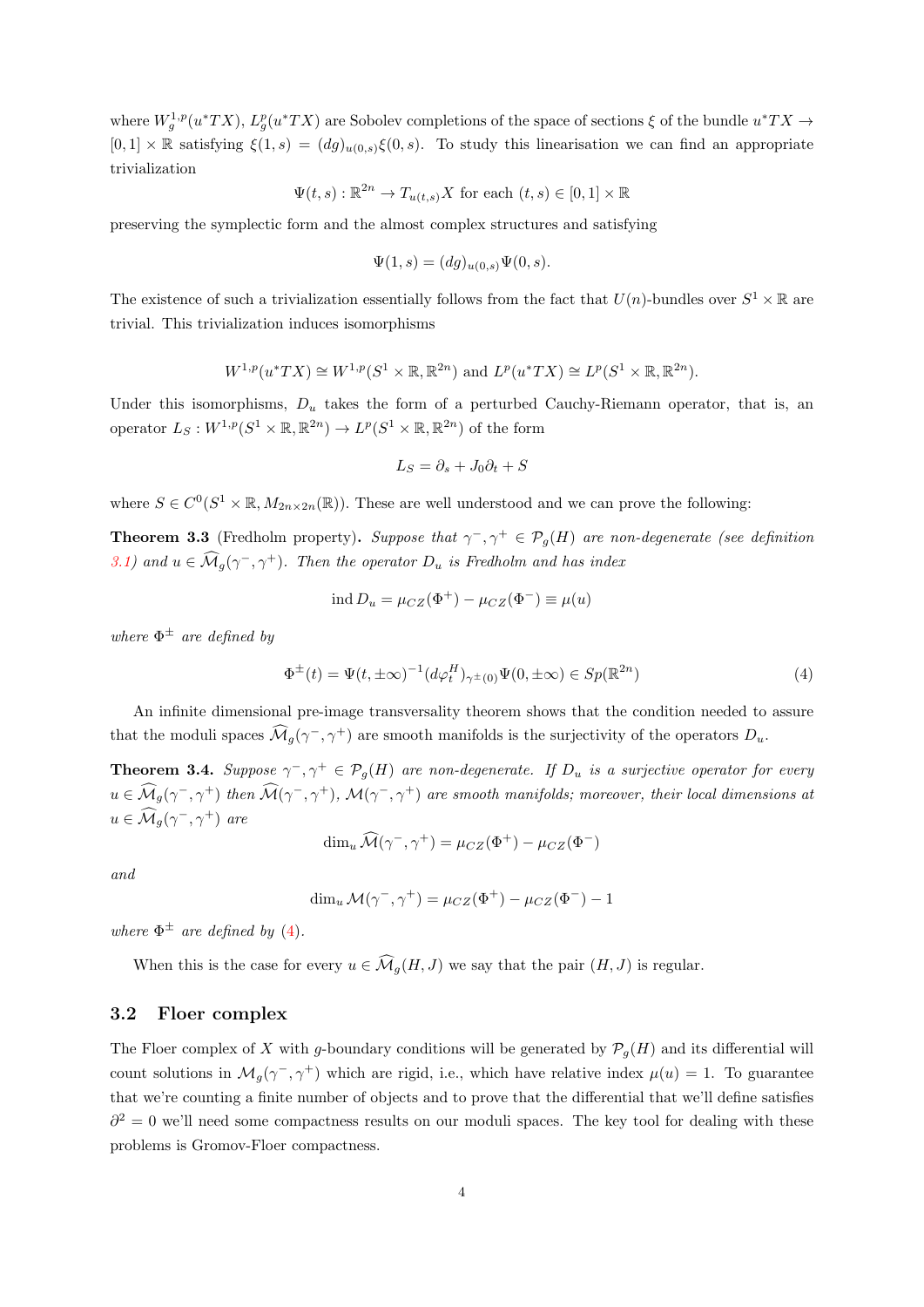where $W^{1,p}_g(u^*TX)$, $L^p_g(u^*TX)$ are Sobolev completions of the space of sections $\xi$ of the bundle $u^*TX \to [0,1] \times \mathbb{R}$ satisfying $\xi(1,s) = (dg)_{u(0,s)}\xi(0,s)$. To study this linearisation we can find an appropriate trivialization

$$\Psi(t,s) : \mathbb{R}^{2n} \to T_{u(t,s)}X \text{ for each } (t,s) \in [0,1] \times \mathbb{R}$$

preserving the symplectic form and the almost complex structures and satisfying

$$\Psi(1,s) = (dg)_{u(0,s)}\Psi(0,s).$$

The existence of such a trivialization essentially follows from the fact that $U(n)$-bundles over $S^1 \times \mathbb{R}$ are trivial. This trivialization induces isomorphisms

$$W^{1,p}(u^*TX) \cong W^{1,p}(S^1 \times \mathbb{R}, \mathbb{R}^{2n}) \text{ and } L^p(u^*TX) \cong L^p(S^1 \times \mathbb{R}, \mathbb{R}^{2n}).$$

Under this isomorphisms, $D_u$ takes the form of a perturbed Cauchy-Riemann operator, that is, an operator $L_S : W^{1,p}(S^1 \times \mathbb{R}, \mathbb{R}^{2n}) \to L^p(S^1 \times \mathbb{R}, \mathbb{R}^{2n})$ of the form

$$L_S = \partial_s + J_0\partial_t + S$$

where $S \in C^0(S^1 \times \mathbb{R}, M_{2n\times 2n}(\mathbb{R}))$. These are well understood and we can prove the following:

**Theorem 3.3** (Fredholm property)**.** *Suppose that $\gamma^-, \gamma^+ \in \mathcal{P}_g(H)$ are non-degenerate (see definition 3.1) and $u \in \widehat{\mathcal{M}}_g(\gamma^-,\gamma^+)$. Then the operator $D_u$ is Fredholm and has index*

$$\operatorname{ind} D_u = \mu_{CZ}(\Phi^+) - \mu_{CZ}(\Phi^-) \equiv \mu(u)$$

*where $\Phi^\pm$ are defined by*

$$\Phi^\pm(t) = \Psi(t,\pm\infty)^{-1}(d\varphi^H_t)_{\gamma^\pm(0)}\Psi(0,\pm\infty) \in Sp(\mathbb{R}^{2n}) \tag{4}$$

An infinite dimensional pre-image transversality theorem shows that the condition needed to assure that the moduli spaces $\widehat{\mathcal{M}}_g(\gamma^-,\gamma^+)$ are smooth manifolds is the surjectivity of the operators $D_u$.

**Theorem 3.4.** *Suppose $\gamma^-, \gamma^+ \in \mathcal{P}_g(H)$ are non-degenerate. If $D_u$ is a surjective operator for every $u \in \widehat{\mathcal{M}}_g(\gamma^-,\gamma^+)$ then $\widehat{\mathcal{M}}(\gamma^-,\gamma^+)$, $\mathcal{M}(\gamma^-,\gamma^+)$ are smooth manifolds; moreover, their local dimensions at $u \in \widehat{\mathcal{M}}_g(\gamma^-,\gamma^+)$ are*

$$\dim_u \widehat{\mathcal{M}}(\gamma^-,\gamma^+) = \mu_{CZ}(\Phi^+) - \mu_{CZ}(\Phi^-)$$

*and*

$$\dim_u \mathcal{M}(\gamma^-,\gamma^+) = \mu_{CZ}(\Phi^+) - \mu_{CZ}(\Phi^-) - 1$$

*where $\Phi^\pm$ are defined by (4).*

When this is the case for every $u \in \widehat{\mathcal{M}}_g(H,J)$ we say that the pair $(H,J)$ is regular.

## 3.2 Floer complex

The Floer complex of $X$ with $g$-boundary conditions will be generated by $\mathcal{P}_g(H)$ and its differential will count solutions in $\mathcal{M}_g(\gamma^-,\gamma^+)$ which are rigid, i.e., which have relative index $\mu(u) = 1$. To guarantee that we're counting a finite number of objects and to prove that the differential that we'll define satisfies $\partial^2 = 0$ we'll need some compactness results on our moduli spaces. The key tool for dealing with these problems is Gromov-Floer compactness.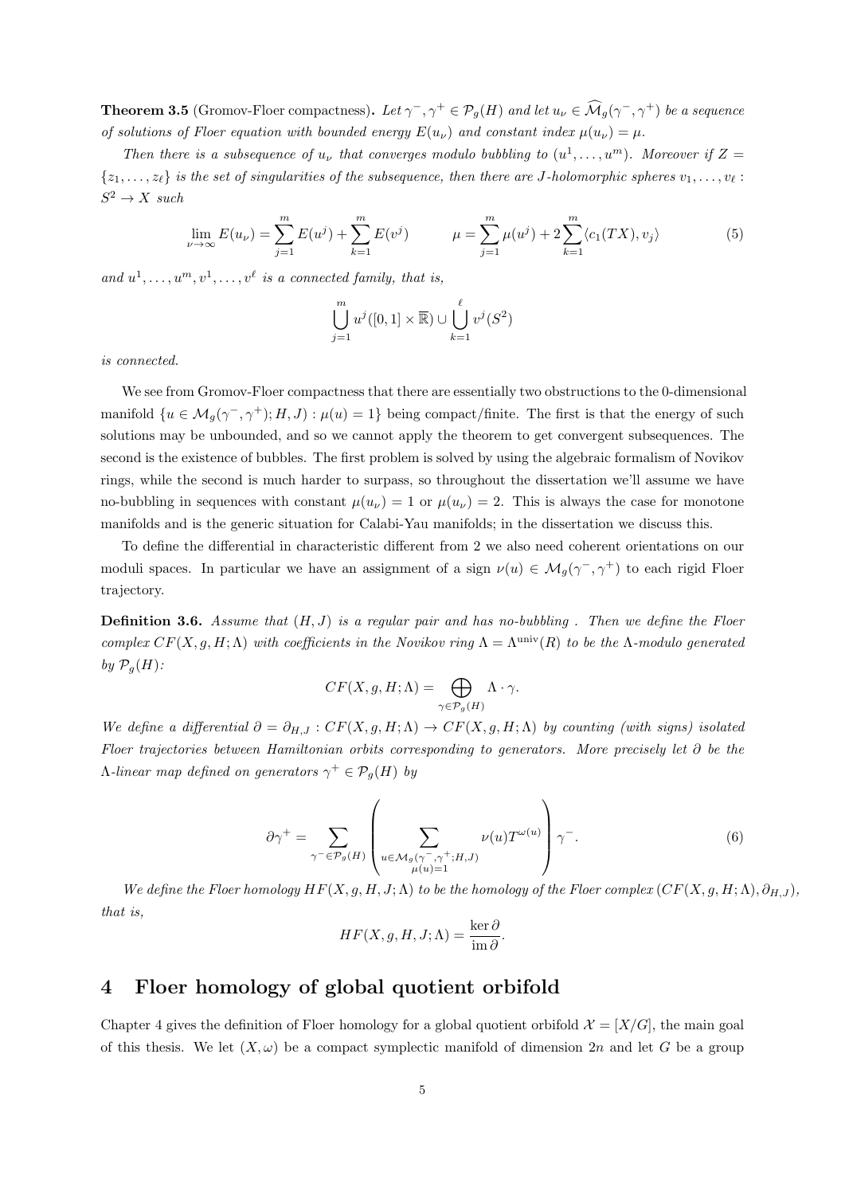**Theorem 3.5** (Gromov-Floer compactness)**.** *Let $\gamma^-, \gamma^+ \in \mathcal{P}_g(H)$ and let $u_\nu \in \widehat{\mathcal{M}}_g(\gamma^-, \gamma^+)$ be a sequence of solutions of Floer equation with bounded energy $E(u_\nu)$ and constant index $\mu(u_\nu) = \mu$.*

*Then there is a subsequence of $u_\nu$ that converges modulo bubbling to $(u^1, \ldots, u^m)$. Moreover if $Z = \{z_1, \ldots, z_\ell\}$ is the set of singularities of the subsequence, then there are $J$-holomorphic spheres $v_1, \ldots, v_\ell : S^2 \to X$ such*

$$\lim_{\nu\to\infty} E(u_\nu) = \sum_{j=1}^m E(u^j) + \sum_{k=1}^m E(v^j) \qquad \mu = \sum_{j=1}^m \mu(u^j) + 2\sum_{k=1}^m \langle c_1(TX), v_j\rangle \tag{5}$$

*and $u^1, \ldots, u^m, v^1, \ldots, v^\ell$ is a connected family, that is,*

$$\bigcup_{j=1}^m u^j([0,1] \times \overline{\mathbb{R}}) \cup \bigcup_{k=1}^\ell v^j(S^2)$$

*is connected.*

We see from Gromov-Floer compactness that there are essentially two obstructions to the 0-dimensional manifold $\{u \in \mathcal{M}_g(\gamma^-, \gamma^+); H, J) : \mu(u) = 1\}$ being compact/finite. The first is that the energy of such solutions may be unbounded, and so we cannot apply the theorem to get convergent subsequences. The second is the existence of bubbles. The first problem is solved by using the algebraic formalism of Novikov rings, while the second is much harder to surpass, so throughout the dissertation we'll assume we have no-bubbling in sequences with constant $\mu(u_\nu) = 1$ or $\mu(u_\nu) = 2$. This is always the case for monotone manifolds and is the generic situation for Calabi-Yau manifolds; in the dissertation we discuss this.

To define the differential in characteristic different from 2 we also need coherent orientations on our moduli spaces. In particular we have an assignment of a sign $\nu(u) \in \mathcal{M}_g(\gamma^-, \gamma^+)$ to each rigid Floer trajectory.

**Definition 3.6.** *Assume that $(H, J)$ is a regular pair and has no-bubbling . Then we define the Floer complex $CF(X, g, H; \Lambda)$ with coefficients in the Novikov ring $\Lambda = \Lambda^{\text{univ}}(R)$ to be the $\Lambda$-modulo generated by $\mathcal{P}_g(H)$:*

$$CF(X, g, H; \Lambda) = \bigoplus_{\gamma \in \mathcal{P}_g(H)} \Lambda \cdot \gamma.$$

*We define a differential $\partial = \partial_{H,J} : CF(X, g, H; \Lambda) \to CF(X, g, H; \Lambda)$ by counting (with signs) isolated Floer trajectories between Hamiltonian orbits corresponding to generators. More precisely let $\partial$ be the $\Lambda$-linear map defined on generators $\gamma^+ \in \mathcal{P}_g(H)$ by*

$$\partial \gamma^+ = \sum_{\gamma^- \in \mathcal{P}_g(H)} \left( \sum_{\substack{u \in \mathcal{M}_g(\gamma^-, \gamma^+; H, J) \\ \mu(u)=1}} \nu(u) T^{\omega(u)} \right) \gamma^-. \tag{6}$$

*We define the Floer homology $HF(X, g, H, J; \Lambda)$ to be the homology of the Floer complex $(CF(X, g, H; \Lambda), \partial_{H,J})$, that is,*

$$HF(X, g, H, J; \Lambda) = \frac{\ker \partial}{\operatorname{im} \partial}.$$

# 4 Floer homology of global quotient orbifold

Chapter 4 gives the definition of Floer homology for a global quotient orbifold $\mathcal{X} = [X/G]$, the main goal of this thesis. We let $(X, \omega)$ be a compact symplectic manifold of dimension $2n$ and let $G$ be a group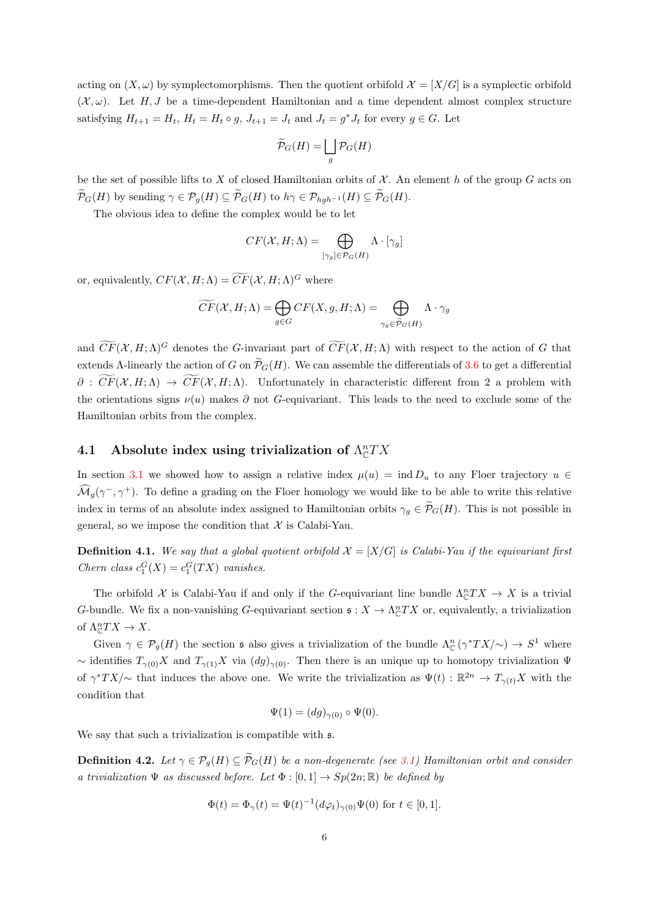acting on $(X, \omega)$ by symplectomorphisms. Then the quotient orbifold $\mathcal{X} = [X/G]$ is a symplectic orbifold $(\mathcal{X}, \omega)$. Let $H, J$ be a time-dependent Hamiltonian and a time dependent almost complex structure satisfying $H_{t+1} = H_t$, $H_t = H_t \circ g$, $J_{t+1} = J_t$ and $J_t = g^* J_t$ for every $g \in G$. Let

$$\widetilde{\mathcal{P}}_G(H) = \bigsqcup_g \mathcal{P}_G(H)$$

be the set of possible lifts to $X$ of closed Hamiltonian orbits of $\mathcal{X}$. An element $h$ of the group $G$ acts on $\widetilde{\mathcal{P}}_G(H)$ by sending $\gamma \in \mathcal{P}_g(H) \subseteq \widetilde{\mathcal{P}}_G(H)$ to $h\gamma \in \mathcal{P}_{hgh^{-1}}(H) \subseteq \widetilde{\mathcal{P}}_G(H)$.

The obvious idea to define the complex would be to let

$$CF(\mathcal{X}, H; \Lambda) = \bigoplus_{[\gamma_g] \in \mathcal{P}_G(H)} \Lambda \cdot [\gamma_g]$$

or, equivalently, $CF(\mathcal{X}, H; \Lambda) = \widetilde{CF}(\mathcal{X}, H; \Lambda)^G$ where

$$\widetilde{CF}(\mathcal{X}, H; \Lambda) = \bigoplus_{g \in G} CF(X, g, H; \Lambda) = \bigoplus_{\gamma_g \in \widetilde{\mathcal{P}}_G(H)} \Lambda \cdot \gamma_g$$

and $\widetilde{CF}(\mathcal{X}, H; \Lambda)^G$ denotes the $G$-invariant part of $\widetilde{CF}(\mathcal{X}, H; \Lambda)$ with respect to the action of $G$ that extends $\Lambda$-linearly the action of $G$ on $\widetilde{\mathcal{P}}_G(H)$. We can assemble the differentials of 3.6 to get a differential $\partial : \widetilde{CF}(\mathcal{X}, H; \Lambda) \to \widetilde{CF}(\mathcal{X}, H; \Lambda)$. Unfortunately in characteristic different from 2 a problem with the orientations signs $\nu(u)$ makes $\partial$ not $G$-equivariant. This leads to the need to exclude some of the Hamiltonian orbits from the complex.

## 4.1 Absolute index using trivialization of $\Lambda^n_{\mathbb{C}} TX$

In section 3.1 we showed how to assign a relative index $\mu(u) = \operatorname{ind} D_u$ to any Floer trajectory $u \in \widehat{\mathcal{M}}_g(\gamma^-, \gamma^+)$. To define a grading on the Floer homology we would like to be able to write this relative index in terms of an absolute index assigned to Hamiltonian orbits $\gamma_g \in \widetilde{\mathcal{P}}_G(H)$. This is not possible in general, so we impose the condition that $\mathcal{X}$ is Calabi-Yau.

**Definition 4.1.** *We say that a global quotient orbifold $\mathcal{X} = [X/G]$ is Calabi-Yau if the equivariant first Chern class $c_1^G(X) = c_1^G(TX)$ vanishes.*

The orbifold $\mathcal{X}$ is Calabi-Yau if and only if the $G$-equivariant line bundle $\Lambda^n_{\mathbb{C}} TX \to X$ is a trivial $G$-bundle. We fix a non-vanishing $G$-equivariant section $\mathfrak{s} : X \to \Lambda^n_{\mathbb{C}} TX$ or, equivalently, a trivialization of $\Lambda^n_{\mathbb{C}} TX \to X$.

Given $\gamma \in \mathcal{P}_g(H)$ the section $\mathfrak{s}$ also gives a trivialization of the bundle $\Lambda^n_{\mathbb{C}} (\gamma^* TX/\sim) \to S^1$ where $\sim$ identifies $T_{\gamma(0)}X$ and $T_{\gamma(1)}X$ via $(dg)_{\gamma(0)}$. Then there is an unique up to homotopy trivialization $\Psi$ of $\gamma^* TX/\sim$ that induces the above one. We write the trivialization as $\Psi(t) : \mathbb{R}^{2n} \to T_{\gamma(t)}X$ with the condition that

$$\Psi(1) = (dg)_{\gamma(0)} \circ \Psi(0).$$

We say that such a trivialization is compatible with $\mathfrak{s}$.

**Definition 4.2.** *Let $\gamma \in \mathcal{P}_g(H) \subseteq \widetilde{\mathcal{P}}_G(H)$ be a non-degenerate (see 3.1) Hamiltonian orbit and consider a trivialization $\Psi$ as discussed before. Let $\Phi : [0, 1] \to Sp(2n; \mathbb{R})$ be defined by*

$$\Phi(t) = \Phi_\gamma(t) = \Psi(t)^{-1} (d\varphi_t)_{\gamma(0)} \Psi(0) \text{ for } t \in [0, 1].$$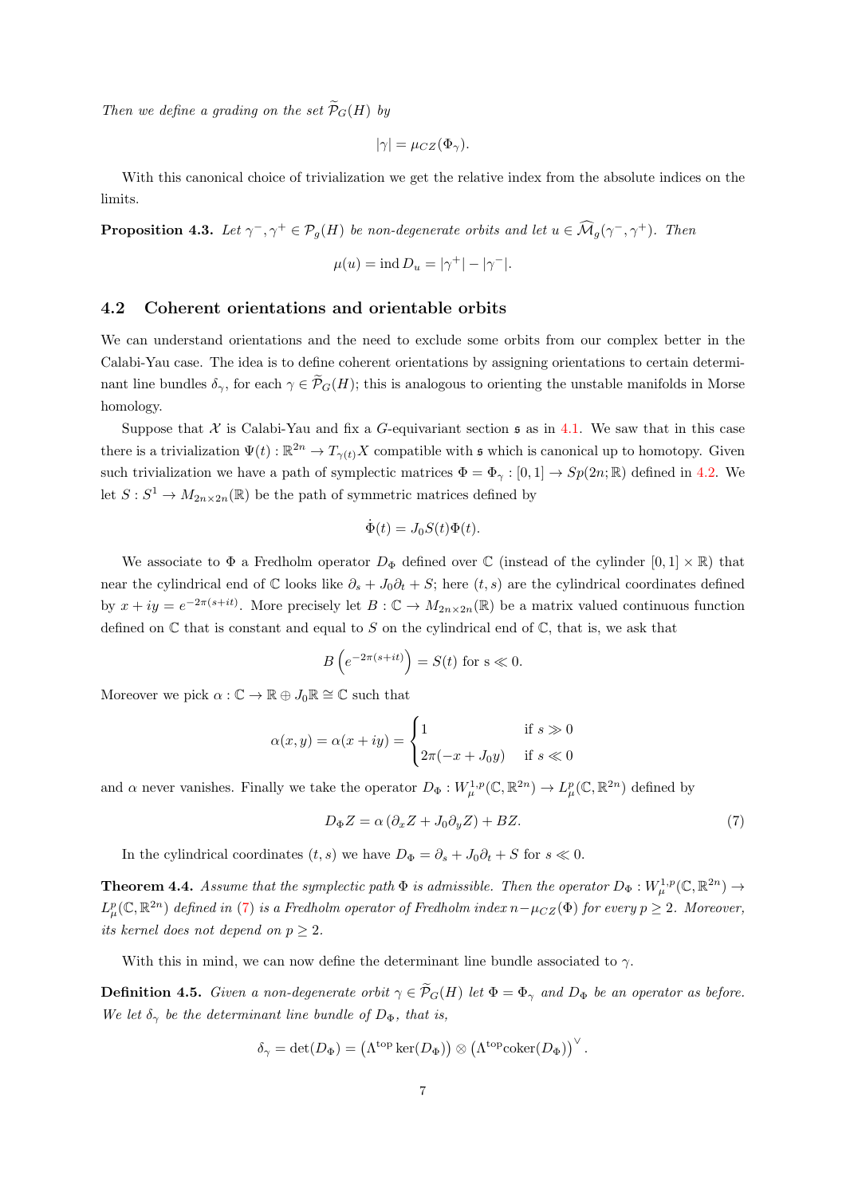*Then we define a grading on the set $\widetilde{\mathcal{P}}_G(H)$ by*

$$|\gamma| = \mu_{CZ}(\Phi_\gamma).$$

With this canonical choice of trivialization we get the relative index from the absolute indices on the limits.

**Proposition 4.3.** *Let $\gamma^-, \gamma^+ \in \mathcal{P}_g(H)$ be non-degenerate orbits and let $u \in \widehat{\mathcal{M}}_g(\gamma^-, \gamma^+)$. Then*

$$\mu(u) = \operatorname{ind} D_u = |\gamma^+| - |\gamma^-|.$$

## 4.2 Coherent orientations and orientable orbits

We can understand orientations and the need to exclude some orbits from our complex better in the Calabi-Yau case. The idea is to define coherent orientations by assigning orientations to certain determinant line bundles $\delta_\gamma$, for each $\gamma \in \widetilde{\mathcal{P}}_G(H)$; this is analogous to orienting the unstable manifolds in Morse homology.

Suppose that $\mathcal{X}$ is Calabi-Yau and fix a $G$-equivariant section $\mathfrak{s}$ as in 4.1. We saw that in this case there is a trivialization $\Psi(t) : \mathbb{R}^{2n} \to T_{\gamma(t)}X$ compatible with $\mathfrak{s}$ which is canonical up to homotopy. Given such trivialization we have a path of symplectic matrices $\Phi = \Phi_\gamma : [0,1] \to Sp(2n;\mathbb{R})$ defined in 4.2. We let $S : S^1 \to M_{2n\times 2n}(\mathbb{R})$ be the path of symmetric matrices defined by

$$\dot{\Phi}(t) = J_0 S(t) \Phi(t).$$

We associate to $\Phi$ a Fredholm operator $D_\Phi$ defined over $\mathbb{C}$ (instead of the cylinder $[0,1]\times\mathbb{R}$) that near the cylindrical end of $\mathbb{C}$ looks like $\partial_s + J_0\partial_t + S$; here $(t,s)$ are the cylindrical coordinates defined by $x + iy = e^{-2\pi(s+it)}$. More precisely let $B : \mathbb{C} \to M_{2n\times 2n}(\mathbb{R})$ be a matrix valued continuous function defined on $\mathbb{C}$ that is constant and equal to $S$ on the cylindrical end of $\mathbb{C}$, that is, we ask that

$$B\left(e^{-2\pi(s+it)}\right) = S(t) \text{ for s} \ll 0.$$

Moreover we pick $\alpha : \mathbb{C} \to \mathbb{R} \oplus J_0\mathbb{R} \cong \mathbb{C}$ such that

$$\alpha(x,y) = \alpha(x+iy) = \begin{cases} 1 & \text{if } s \gg 0 \\ 2\pi(-x + J_0 y) & \text{if } s \ll 0 \end{cases}$$

and $\alpha$ never vanishes. Finally we take the operator $D_\Phi : W^{1,p}_\mu(\mathbb{C},\mathbb{R}^{2n}) \to L^p_\mu(\mathbb{C},\mathbb{R}^{2n})$ defined by

$$D_\Phi Z = \alpha\left(\partial_x Z + J_0 \partial_y Z\right) + BZ. \tag{7}$$

In the cylindrical coordinates $(t,s)$ we have $D_\Phi = \partial_s + J_0\partial_t + S$ for $s \ll 0$.

**Theorem 4.4.** *Assume that the symplectic path $\Phi$ is admissible. Then the operator $D_\Phi : W^{1,p}_\mu(\mathbb{C},\mathbb{R}^{2n}) \to L^p_\mu(\mathbb{C},\mathbb{R}^{2n})$ defined in (7) is a Fredholm operator of Fredholm index $n - \mu_{CZ}(\Phi)$ for every $p \geq 2$. Moreover, its kernel does not depend on $p \geq 2$.*

With this in mind, we can now define the determinant line bundle associated to $\gamma$.

**Definition 4.5.** *Given a non-degenerate orbit $\gamma \in \widetilde{\mathcal{P}}_G(H)$ let $\Phi = \Phi_\gamma$ and $D_\Phi$ be an operator as before. We let $\delta_\gamma$ be the determinant line bundle of $D_\Phi$, that is,*

$$\delta_\gamma = \det(D_\Phi) = \left(\Lambda^{\text{top}} \ker(D_\Phi)\right) \otimes \left(\Lambda^{\text{top}} \operatorname{coker}(D_\Phi)\right)^\vee.$$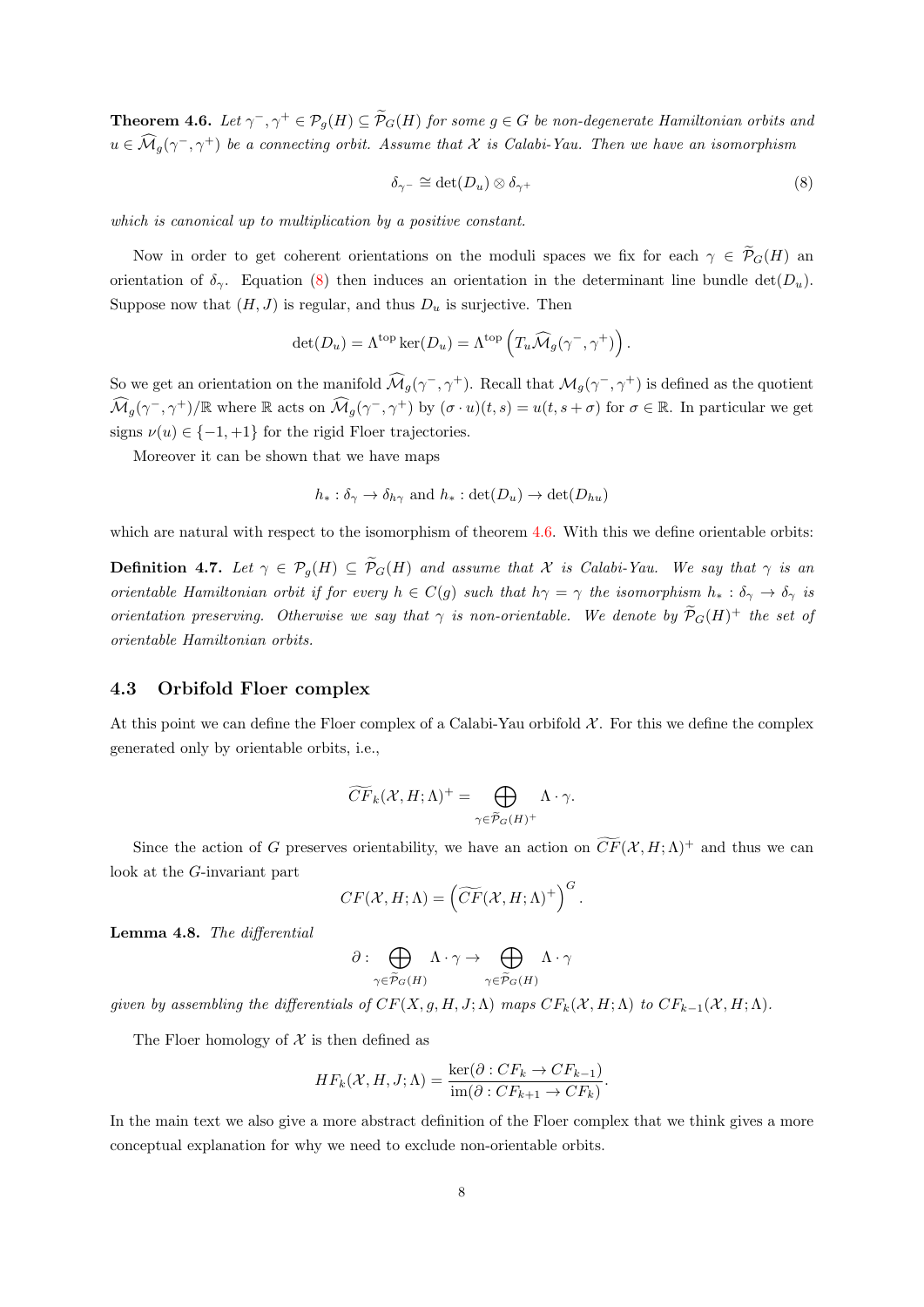**Theorem 4.6.** *Let $\gamma^-, \gamma^+ \in \mathcal{P}_g(H) \subseteq \widetilde{\mathcal{P}}_G(H)$ for some $g \in G$ be non-degenerate Hamiltonian orbits and $u \in \widehat{\mathcal{M}}_g(\gamma^-, \gamma^+)$ be a connecting orbit. Assume that $\mathcal{X}$ is Calabi-Yau. Then we have an isomorphism*

$$\delta_{\gamma^-} \cong \det(D_u) \otimes \delta_{\gamma^+} \tag{8}$$

*which is canonical up to multiplication by a positive constant.*

Now in order to get coherent orientations on the moduli spaces we fix for each $\gamma \in \widetilde{\mathcal{P}}_G(H)$ an orientation of $\delta_\gamma$. Equation (8) then induces an orientation in the determinant line bundle $\det(D_u)$. Suppose now that $(H, J)$ is regular, and thus $D_u$ is surjective. Then

$$\det(D_u) = \Lambda^{\text{top}} \ker(D_u) = \Lambda^{\text{top}} \left( T_u \widehat{\mathcal{M}}_g(\gamma^-, \gamma^+) \right).$$

So we get an orientation on the manifold $\widehat{\mathcal{M}}_g(\gamma^-, \gamma^+)$. Recall that $\mathcal{M}_g(\gamma^-, \gamma^+)$ is defined as the quotient $\widehat{\mathcal{M}}_g(\gamma^-, \gamma^+)/\mathbb{R}$ where $\mathbb{R}$ acts on $\widehat{\mathcal{M}}_g(\gamma^-, \gamma^+)$ by $(\sigma \cdot u)(t, s) = u(t, s + \sigma)$ for $\sigma \in \mathbb{R}$. In particular we get signs $\nu(u) \in \{-1, +1\}$ for the rigid Floer trajectories.

Moreover it can be shown that we have maps

$$h_* : \delta_\gamma \to \delta_{h\gamma} \text{ and } h_* : \det(D_u) \to \det(D_{hu})$$

which are natural with respect to the isomorphism of theorem 4.6. With this we define orientable orbits:

**Definition 4.7.** *Let $\gamma \in \mathcal{P}_g(H) \subseteq \widetilde{\mathcal{P}}_G(H)$ and assume that $\mathcal{X}$ is Calabi-Yau. We say that $\gamma$ is an orientable Hamiltonian orbit if for every $h \in C(g)$ such that $h\gamma = \gamma$ the isomorphism $h_* : \delta_\gamma \to \delta_\gamma$ is orientation preserving. Otherwise we say that $\gamma$ is non-orientable. We denote by $\widetilde{\mathcal{P}}_G(H)^+$ the set of orientable Hamiltonian orbits.*

### 4.3 Orbifold Floer complex

At this point we can define the Floer complex of a Calabi-Yau orbifold $\mathcal{X}$. For this we define the complex generated only by orientable orbits, i.e.,

$$\widetilde{CF}_k(\mathcal{X}, H; \Lambda)^+ = \bigoplus_{\gamma \in \widetilde{\mathcal{P}}_G(H)^+} \Lambda \cdot \gamma.$$

Since the action of $G$ preserves orientability, we have an action on $\widetilde{CF}(\mathcal{X}, H; \Lambda)^+$ and thus we can look at the $G$-invariant part

$$CF(\mathcal{X}, H; \Lambda) = \left( \widetilde{CF}(\mathcal{X}, H; \Lambda)^+ \right)^G.$$

**Lemma 4.8.** *The differential*

$$\partial : \bigoplus_{\gamma \in \widetilde{\mathcal{P}}_G(H)} \Lambda \cdot \gamma \to \bigoplus_{\gamma \in \widetilde{\mathcal{P}}_G(H)} \Lambda \cdot \gamma$$

*given by assembling the differentials of $CF(X, g, H, J; \Lambda)$ maps $CF_k(\mathcal{X}, H; \Lambda)$ to $CF_{k-1}(\mathcal{X}, H; \Lambda)$.*

The Floer homology of $\mathcal{X}$ is then defined as

$$HF_k(\mathcal{X}, H, J; \Lambda) = \frac{\ker(\partial : CF_k \to CF_{k-1})}{\operatorname{im}(\partial : CF_{k+1} \to CF_k)}.$$

In the main text we also give a more abstract definition of the Floer complex that we think gives a more conceptual explanation for why we need to exclude non-orientable orbits.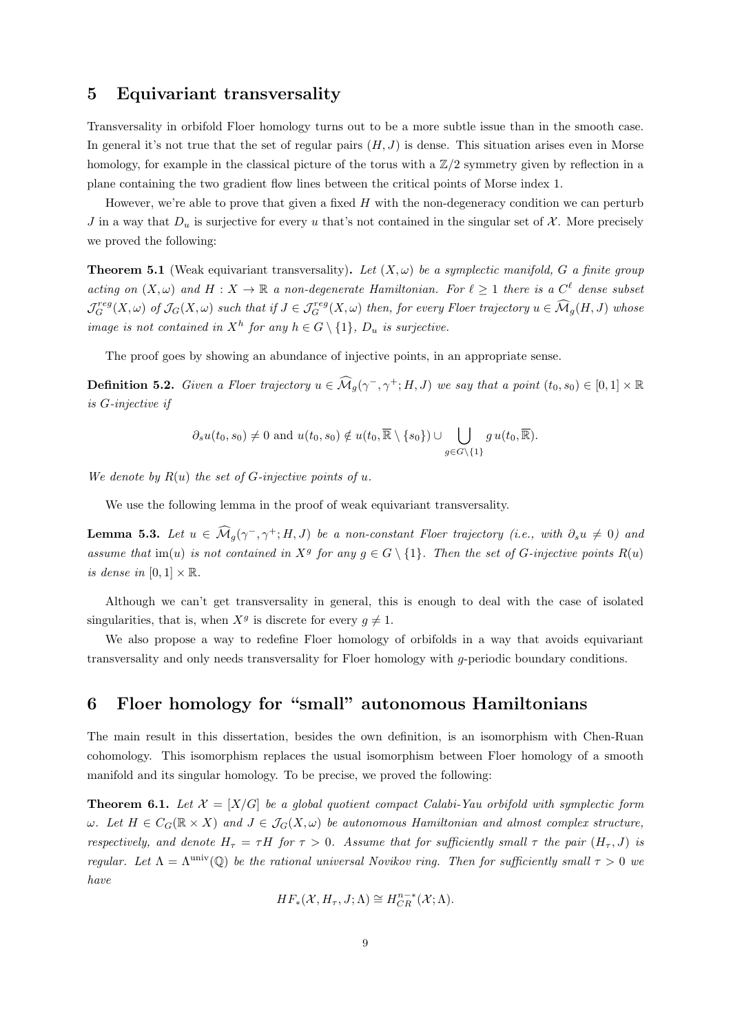## 5 Equivariant transversality

Transversality in orbifold Floer homology turns out to be a more subtle issue than in the smooth case. In general it's not true that the set of regular pairs $(H, J)$ is dense. This situation arises even in Morse homology, for example in the classical picture of the torus with a $\mathbb{Z}/2$ symmetry given by reflection in a plane containing the two gradient flow lines between the critical points of Morse index 1.

However, we're able to prove that given a fixed $H$ with the non-degeneracy condition we can perturb $J$ in a way that $D_u$ is surjective for every $u$ that's not contained in the singular set of $\mathcal{X}$. More precisely we proved the following:

**Theorem 5.1** (Weak equivariant transversality)**.** *Let $(X, \omega)$ be a symplectic manifold, $G$ a finite group acting on $(X, \omega)$ and $H : X \to \mathbb{R}$ a non-degenerate Hamiltonian. For $\ell \geq 1$ there is a $C^\ell$ dense subset $\mathcal{J}_G^{reg}(X, \omega)$ of $\mathcal{J}_G(X, \omega)$ such that if $J \in \mathcal{J}_G^{reg}(X, \omega)$ then, for every Floer trajectory $u \in \widehat{\mathcal{M}}_g(H, J)$ whose image is not contained in $X^h$ for any $h \in G \setminus \{1\}$, $D_u$ is surjective.*

The proof goes by showing an abundance of injective points, in an appropriate sense.

**Definition 5.2.** *Given a Floer trajectory $u \in \widehat{\mathcal{M}}_g(\gamma^-, \gamma^+; H, J)$ we say that a point $(t_0, s_0) \in [0, 1] \times \mathbb{R}$ is $G$-injective if*

$$\partial_s u(t_0, s_0) \neq 0 \text{ and } u(t_0, s_0) \notin u(t_0, \overline{\mathbb{R}} \setminus \{s_0\}) \cup \bigcup_{g \in G \setminus \{1\}} g\, u(t_0, \overline{\mathbb{R}}).$$

*We denote by $R(u)$ the set of $G$-injective points of $u$.*

We use the following lemma in the proof of weak equivariant transversality.

**Lemma 5.3.** *Let $u \in \widehat{\mathcal{M}}_g(\gamma^-, \gamma^+; H, J)$ be a non-constant Floer trajectory (i.e., with $\partial_s u \neq 0$) and assume that $\operatorname{im}(u)$ is not contained in $X^g$ for any $g \in G \setminus \{1\}$. Then the set of $G$-injective points $R(u)$ is dense in $[0, 1] \times \mathbb{R}$.*

Although we can't get transversality in general, this is enough to deal with the case of isolated singularities, that is, when $X^g$ is discrete for every $g \neq 1$.

We also propose a way to redefine Floer homology of orbifolds in a way that avoids equivariant transversality and only needs transversality for Floer homology with $g$-periodic boundary conditions.

## 6 Floer homology for "small" autonomous Hamiltonians

The main result in this dissertation, besides the own definition, is an isomorphism with Chen-Ruan cohomology. This isomorphism replaces the usual isomorphism between Floer homology of a smooth manifold and its singular homology. To be precise, we proved the following:

**Theorem 6.1.** *Let $\mathcal{X} = [X/G]$ be a global quotient compact Calabi-Yau orbifold with symplectic form $\omega$. Let $H \in C_G(\mathbb{R} \times X)$ and $J \in \mathcal{J}_G(X, \omega)$ be autonomous Hamiltonian and almost complex structure, respectively, and denote $H_\tau = \tau H$ for $\tau > 0$. Assume that for sufficiently small $\tau$ the pair $(H_\tau, J)$ is regular. Let $\Lambda = \Lambda^{\mathrm{univ}}(\mathbb{Q})$ be the rational universal Novikov ring. Then for sufficiently small $\tau > 0$ we have*

$$HF_*(\mathcal{X}, H_\tau, J; \Lambda) \cong H_{CR}^{n-*}(\mathcal{X}; \Lambda).$$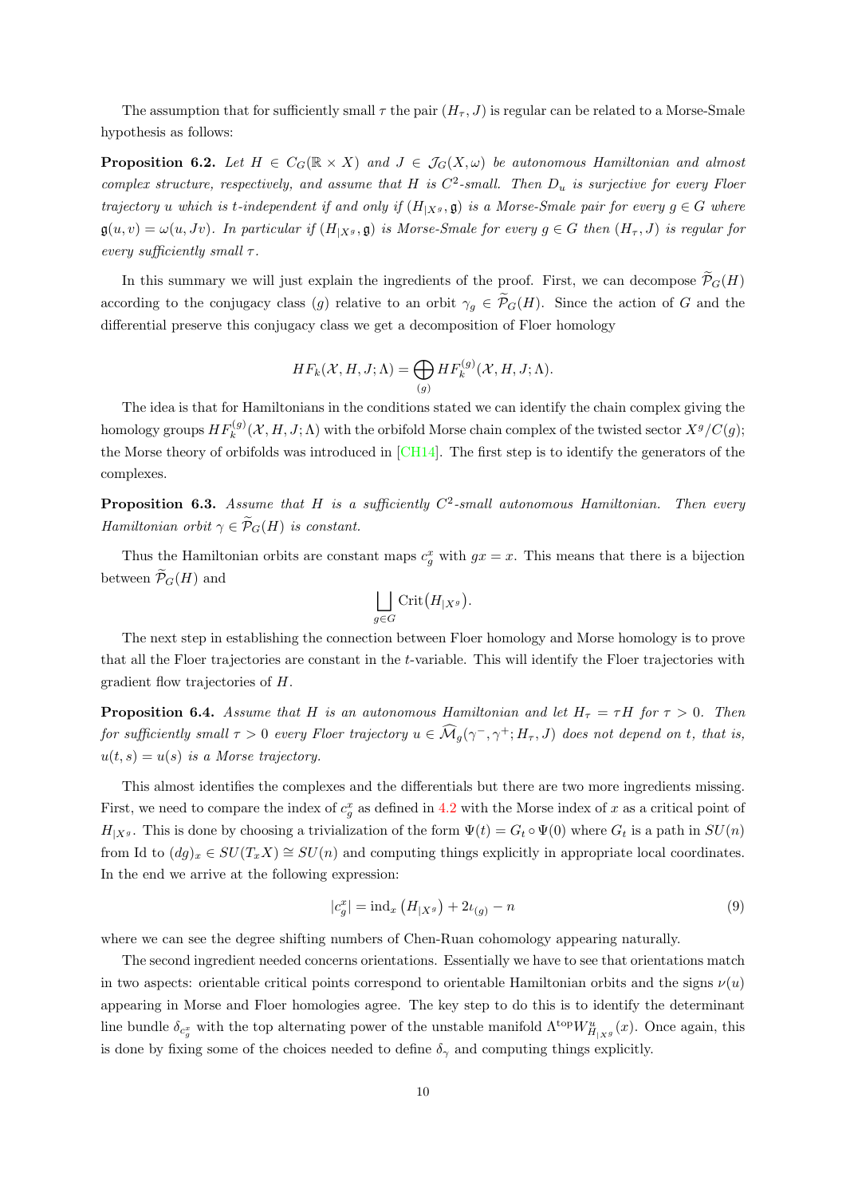The assumption that for sufficiently small $\tau$ the pair $(H_\tau, J)$ is regular can be related to a Morse-Smale hypothesis as follows:

**Proposition 6.2.** *Let $H \in C_G(\mathbb{R} \times X)$ and $J \in \mathcal{J}_G(X, \omega)$ be autonomous Hamiltonian and almost complex structure, respectively, and assume that $H$ is $C^2$-small. Then $D_u$ is surjective for every Floer trajectory $u$ which is $t$-independent if and only if $(H_{|X^g}, \mathfrak{g})$ is a Morse-Smale pair for every $g \in G$ where $\mathfrak{g}(u, v) = \omega(u, Jv)$. In particular if $(H_{|X^g}, \mathfrak{g})$ is Morse-Smale for every $g \in G$ then $(H_\tau, J)$ is regular for every sufficiently small $\tau$.*

In this summary we will just explain the ingredients of the proof. First, we can decompose $\widetilde{\mathcal{P}}_G(H)$ according to the conjugacy class $(g)$ relative to an orbit $\gamma_g \in \widetilde{\mathcal{P}}_G(H)$. Since the action of $G$ and the differential preserve this conjugacy class we get a decomposition of Floer homology

$$HF_k(\mathcal{X}, H, J; \Lambda) = \bigoplus_{(g)} HF_k^{(g)}(\mathcal{X}, H, J; \Lambda).$$

The idea is that for Hamiltonians in the conditions stated we can identify the chain complex giving the homology groups $HF_k^{(g)}(\mathcal{X}, H, J; \Lambda)$ with the orbifold Morse chain complex of the twisted sector $X^g/C(g)$; the Morse theory of orbifolds was introduced in [CH14]. The first step is to identify the generators of the complexes.

**Proposition 6.3.** *Assume that $H$ is a sufficiently $C^2$-small autonomous Hamiltonian. Then every Hamiltonian orbit $\gamma \in \widetilde{\mathcal{P}}_G(H)$ is constant.*

Thus the Hamiltonian orbits are constant maps $c_g^x$ with $gx = x$. This means that there is a bijection between $\widetilde{\mathcal{P}}_G(H)$ and

$$\bigsqcup_{g \in G} \operatorname{Crit}\big(H_{|X^g}\big).$$

The next step in establishing the connection between Floer homology and Morse homology is to prove that all the Floer trajectories are constant in the $t$-variable. This will identify the Floer trajectories with gradient flow trajectories of $H$.

**Proposition 6.4.** *Assume that $H$ is an autonomous Hamiltonian and let $H_\tau = \tau H$ for $\tau > 0$. Then for sufficiently small $\tau > 0$ every Floer trajectory $u \in \widehat{\mathcal{M}}_g(\gamma^-, \gamma^+; H_\tau, J)$ does not depend on $t$, that is, $u(t, s) = u(s)$ is a Morse trajectory.*

This almost identifies the complexes and the differentials but there are two more ingredients missing. First, we need to compare the index of $c_g^x$ as defined in 4.2 with the Morse index of $x$ as a critical point of $H_{|X^g}$. This is done by choosing a trivialization of the form $\Psi(t) = G_t \circ \Psi(0)$ where $G_t$ is a path in $SU(n)$ from Id to $(dg)_x \in SU(T_xX) \cong SU(n)$ and computing things explicitly in appropriate local coordinates. In the end we arrive at the following expression:

$$|c_g^x| = \operatorname{ind}_x\left(H_{|X^g}\right) + 2\iota_{(g)} - n \tag{9}$$

where we can see the degree shifting numbers of Chen-Ruan cohomology appearing naturally.

The second ingredient needed concerns orientations. Essentially we have to see that orientations match in two aspects: orientable critical points correspond to orientable Hamiltonian orbits and the signs $\nu(u)$ appearing in Morse and Floer homologies agree. The key step to do this is to identify the determinant line bundle $\delta_{c_g^x}$ with the top alternating power of the unstable manifold $\Lambda^{\text{top}} W^u_{H_{|X^g}}(x)$. Once again, this is done by fixing some of the choices needed to define $\delta_\gamma$ and computing things explicitly.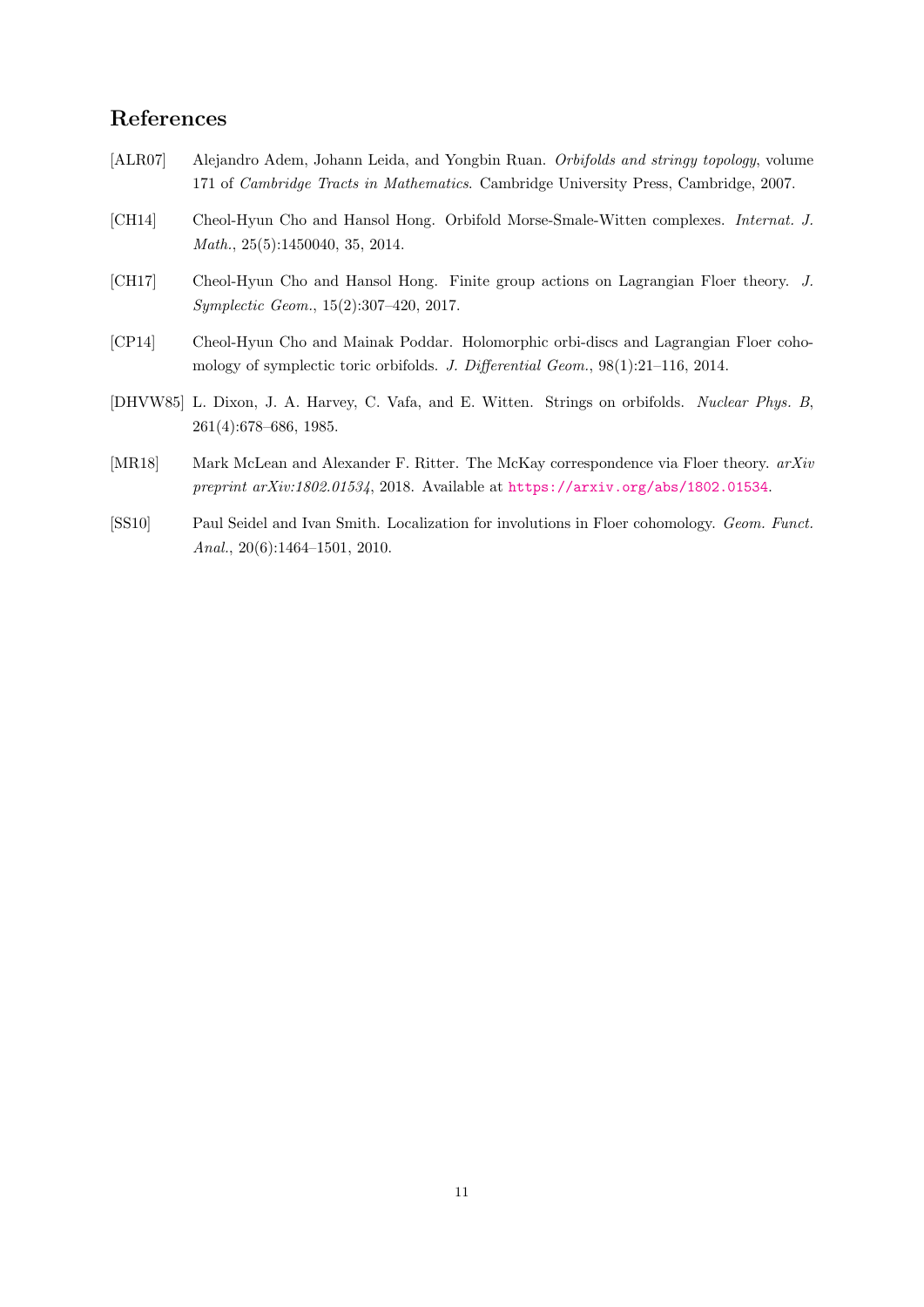## References

[ALR07] Alejandro Adem, Johann Leida, and Yongbin Ruan. *Orbifolds and stringy topology*, volume 171 of *Cambridge Tracts in Mathematics*. Cambridge University Press, Cambridge, 2007.

[CH14] Cheol-Hyun Cho and Hansol Hong. Orbifold Morse-Smale-Witten complexes. *Internat. J. Math.*, 25(5):1450040, 35, 2014.

[CH17] Cheol-Hyun Cho and Hansol Hong. Finite group actions on Lagrangian Floer theory. *J. Symplectic Geom.*, 15(2):307–420, 2017.

[CP14] Cheol-Hyun Cho and Mainak Poddar. Holomorphic orbi-discs and Lagrangian Floer cohomology of symplectic toric orbifolds. *J. Differential Geom.*, 98(1):21–116, 2014.

[DHVW85] L. Dixon, J. A. Harvey, C. Vafa, and E. Witten. Strings on orbifolds. *Nuclear Phys. B*, 261(4):678–686, 1985.

[MR18] Mark McLean and Alexander F. Ritter. The McKay correspondence via Floer theory. *arXiv preprint arXiv:1802.01534*, 2018. Available at https://arxiv.org/abs/1802.01534.

[SS10] Paul Seidel and Ivan Smith. Localization for involutions in Floer cohomology. *Geom. Funct. Anal.*, 20(6):1464–1501, 2010.